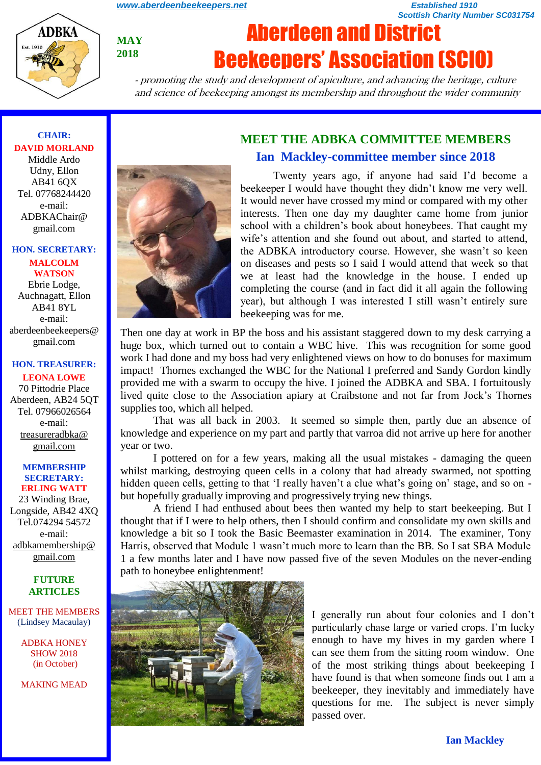www.aberdeenbeekeepers.net

*Established 1910*
*Scottish Charity Number SC031754*

**MAY 2018**

# Aberdeen and District Beekeepers' Association (SCIO)

*- promoting the study and development of apiculture, and advancing the heritage, culture and science of beekeeping amongst its membership and throughout the wider community*

**CHAIR:**
**DAVID MORLAND**
Middle Ardo
Udny, Ellon
AB41 6QX
Tel. 07768244420
e-mail:
ADBKAChair@gmail.com

**HON. SECRETARY:**
**MALCOLM WATSON**
Ebrie Lodge,
Auchnagatt, Ellon
AB41 8YL
e-mail:
aberdeenbeekeepers@gmail.com

**HON. TREASURER:**
**LEONA LOWE**
70 Pittodrie Place
Aberdeen, AB24 5QT
Tel. 07966026564
e-mail:
treasureradbka@gmail.com

**MEMBERSHIP SECRETARY:**
**ERLING WATT**
23 Winding Brae,
Longside, AB42 4XQ
Tel.074294 54572
e-mail:
adbkamembership@gmail.com

**FUTURE ARTICLES**

MEET THE MEMBERS
(Lindsey Macaulay)

ADBKA HONEY SHOW 2018
(in October)

MAKING MEAD

## MEET THE ADBKA COMMITTEE MEMBERS

### Ian Mackley-committee member since 2018

Twenty years ago, if anyone had said I'd become a beekeeper I would have thought they didn't know me very well. It would never have crossed my mind or compared with my other interests. Then one day my daughter came home from junior school with a children's book about honeybees. That caught my wife's attention and she found out about, and started to attend, the ADBKA introductory course. However, she wasn't so keen on diseases and pests so I said I would attend that week so that we at least had the knowledge in the house. I ended up completing the course (and in fact did it all again the following year), but although I was interested I still wasn't entirely sure beekeeping was for me.

Then one day at work in BP the boss and his assistant staggered down to my desk carrying a huge box, which turned out to contain a WBC hive. This was recognition for some good work I had done and my boss had very enlightened views on how to do bonuses for maximum impact! Thornes exchanged the WBC for the National I preferred and Sandy Gordon kindly provided me with a swarm to occupy the hive. I joined the ADBKA and SBA. I fortuitously lived quite close to the Association apiary at Craibstone and not far from Jock's Thornes supplies too, which all helped.

That was all back in 2003. It seemed so simple then, partly due an absence of knowledge and experience on my part and partly that varroa did not arrive up here for another year or two.

I pottered on for a few years, making all the usual mistakes - damaging the queen whilst marking, destroying queen cells in a colony that had already swarmed, not spotting hidden queen cells, getting to that 'I really haven't a clue what's going on' stage, and so on - but hopefully gradually improving and progressively trying new things.

A friend I had enthused about bees then wanted my help to start beekeeping. But I thought that if I were to help others, then I should confirm and consolidate my own skills and knowledge a bit so I took the Basic Beemaster examination in 2014. The examiner, Tony Harris, observed that Module 1 wasn't much more to learn than the BB. So I sat SBA Module 1 a few months later and I have now passed five of the seven Modules on the never-ending path to honeybee enlightenment!

I generally run about four colonies and I don't particularly chase large or varied crops. I'm lucky enough to have my hives in my garden where I can see them from the sitting room window. One of the most striking things about beekeeping I have found is that when someone finds out I am a beekeeper, they inevitably and immediately have questions for me. The subject is never simply passed over.

**Ian Mackley**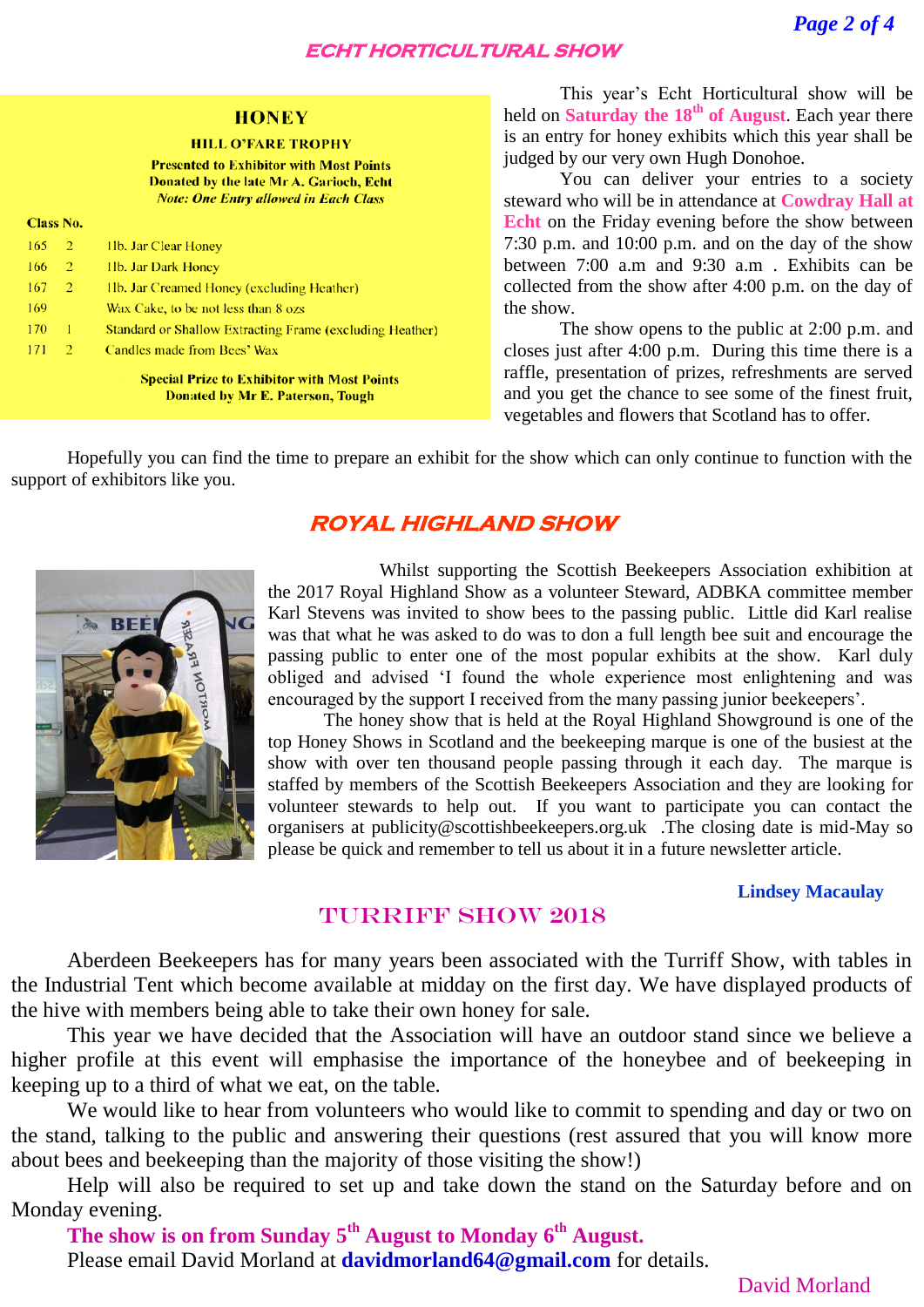## ECHT HORTICULTURAL SHOW

### HONEY

**HILL O'FARE TROPHY**

**Presented to Exhibitor with Most Points**
**Donated by the late Mr A. Garioch, Echt**
***Note: One Entry allowed in Each Class***

| Class No. | | |
|---|---|---|
| 165 | 2 | 1lb. Jar Clear Honey |
| 166 | 2 | 1lb. Jar Dark Honey |
| 167 | 2 | 1lb. Jar Creamed Honey (excluding Heather) |
| 169 | | Wax Cake, to be not less than 8 ozs |
| 170 | 1 | Standard or Shallow Extracting Frame (excluding Heather) |
| 171 | 2 | Candles made from Bees' Wax |

**Special Prize to Exhibitor with Most Points**
**Donated by Mr E. Paterson, Tough**

This year's Echt Horticultural show will be held on **Saturday the 18th of August**. Each year there is an entry for honey exhibits which this year shall be judged by our very own Hugh Donohoe.

You can deliver your entries to a society steward who will be in attendance at **Cowdray Hall at Echt** on the Friday evening before the show between 7:30 p.m. and 10:00 p.m. and on the day of the show between 7:00 a.m and 9:30 a.m . Exhibits can be collected from the show after 4:00 p.m. on the day of the show.

The show opens to the public at 2:00 p.m. and closes just after 4:00 p.m. During this time there is a raffle, presentation of prizes, refreshments are served and you get the chance to see some of the finest fruit, vegetables and flowers that Scotland has to offer.

Hopefully you can find the time to prepare an exhibit for the show which can only continue to function with the support of exhibitors like you.

## ROYAL HIGHLAND SHOW

Whilst supporting the Scottish Beekeepers Association exhibition at the 2017 Royal Highland Show as a volunteer Steward, ADBKA committee member Karl Stevens was invited to show bees to the passing public. Little did Karl realise was that what he was asked to do was to don a full length bee suit and encourage the passing public to enter one of the most popular exhibits at the show. Karl duly obliged and advised 'I found the whole experience most enlightening and was encouraged by the support I received from the many passing junior beekeepers'.

The honey show that is held at the Royal Highland Showground is one of the top Honey Shows in Scotland and the beekeeping marque is one of the busiest at the show with over ten thousand people passing through it each day. The marque is staffed by members of the Scottish Beekeepers Association and they are looking for volunteer stewards to help out. If you want to participate you can contact the organisers at publicity@scottishbeekeepers.org.uk .The closing date is mid-May so please be quick and remember to tell us about it in a future newsletter article.

**Lindsey Macaulay**

## TURRIFF SHOW 2018

Aberdeen Beekeepers has for many years been associated with the Turriff Show, with tables in the Industrial Tent which become available at midday on the first day. We have displayed products of the hive with members being able to take their own honey for sale.

This year we have decided that the Association will have an outdoor stand since we believe a higher profile at this event will emphasise the importance of the honeybee and of beekeeping in keeping up to a third of what we eat, on the table.

We would like to hear from volunteers who would like to commit to spending and day or two on the stand, talking to the public and answering their questions (rest assured that you will know more about bees and beekeeping than the majority of those visiting the show!)

Help will also be required to set up and take down the stand on the Saturday before and on Monday evening.

**The show is on from Sunday 5th August to Monday 6th August.**

Please email David Morland at **davidmorland64@gmail.com** for details.

David Morland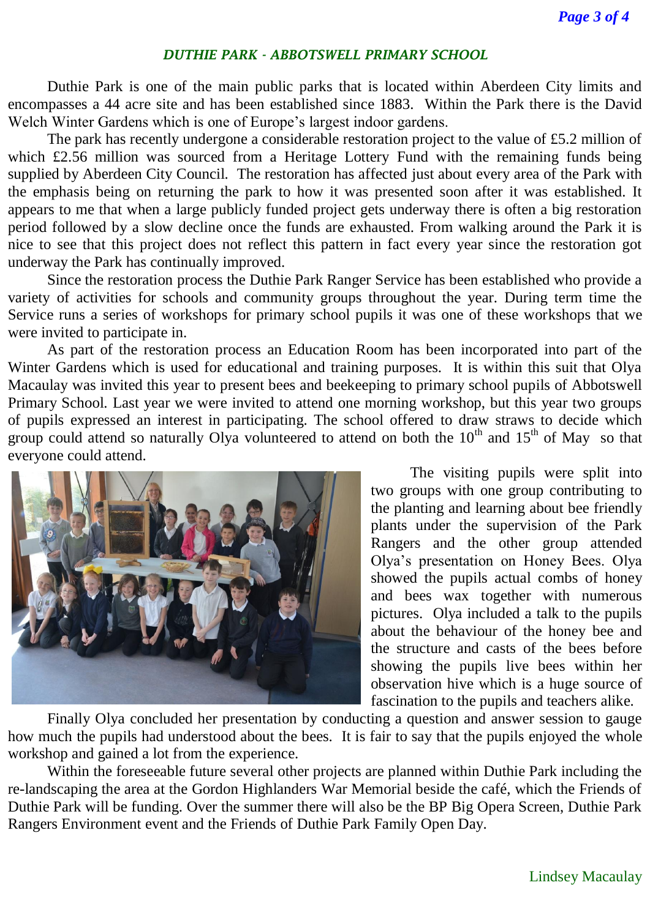## *DUTHIE PARK - ABBOTSWELL PRIMARY SCHOOL*

Duthie Park is one of the main public parks that is located within Aberdeen City limits and encompasses a 44 acre site and has been established since 1883. Within the Park there is the David Welch Winter Gardens which is one of Europe's largest indoor gardens.

The park has recently undergone a considerable restoration project to the value of £5.2 million of which £2.56 million was sourced from a Heritage Lottery Fund with the remaining funds being supplied by Aberdeen City Council. The restoration has affected just about every area of the Park with the emphasis being on returning the park to how it was presented soon after it was established. It appears to me that when a large publicly funded project gets underway there is often a big restoration period followed by a slow decline once the funds are exhausted. From walking around the Park it is nice to see that this project does not reflect this pattern in fact every year since the restoration got underway the Park has continually improved.

Since the restoration process the Duthie Park Ranger Service has been established who provide a variety of activities for schools and community groups throughout the year. During term time the Service runs a series of workshops for primary school pupils it was one of these workshops that we were invited to participate in.

As part of the restoration process an Education Room has been incorporated into part of the Winter Gardens which is used for educational and training purposes. It is within this suit that Olya Macaulay was invited this year to present bees and beekeeping to primary school pupils of Abbotswell Primary School. Last year we were invited to attend one morning workshop, but this year two groups of pupils expressed an interest in participating. The school offered to draw straws to decide which group could attend so naturally Olya volunteered to attend on both the 10th and 15th of May so that everyone could attend.

The visiting pupils were split into two groups with one group contributing to the planting and learning about bee friendly plants under the supervision of the Park Rangers and the other group attended Olya's presentation on Honey Bees. Olya showed the pupils actual combs of honey and bees wax together with numerous pictures. Olya included a talk to the pupils about the behaviour of the honey bee and the structure and casts of the bees before showing the pupils live bees within her observation hive which is a huge source of fascination to the pupils and teachers alike.

Finally Olya concluded her presentation by conducting a question and answer session to gauge how much the pupils had understood about the bees. It is fair to say that the pupils enjoyed the whole workshop and gained a lot from the experience.

Within the foreseeable future several other projects are planned within Duthie Park including the re-landscaping the area at the Gordon Highlanders War Memorial beside the café, which the Friends of Duthie Park will be funding. Over the summer there will also be the BP Big Opera Screen, Duthie Park Rangers Environment event and the Friends of Duthie Park Family Open Day.

Lindsey Macaulay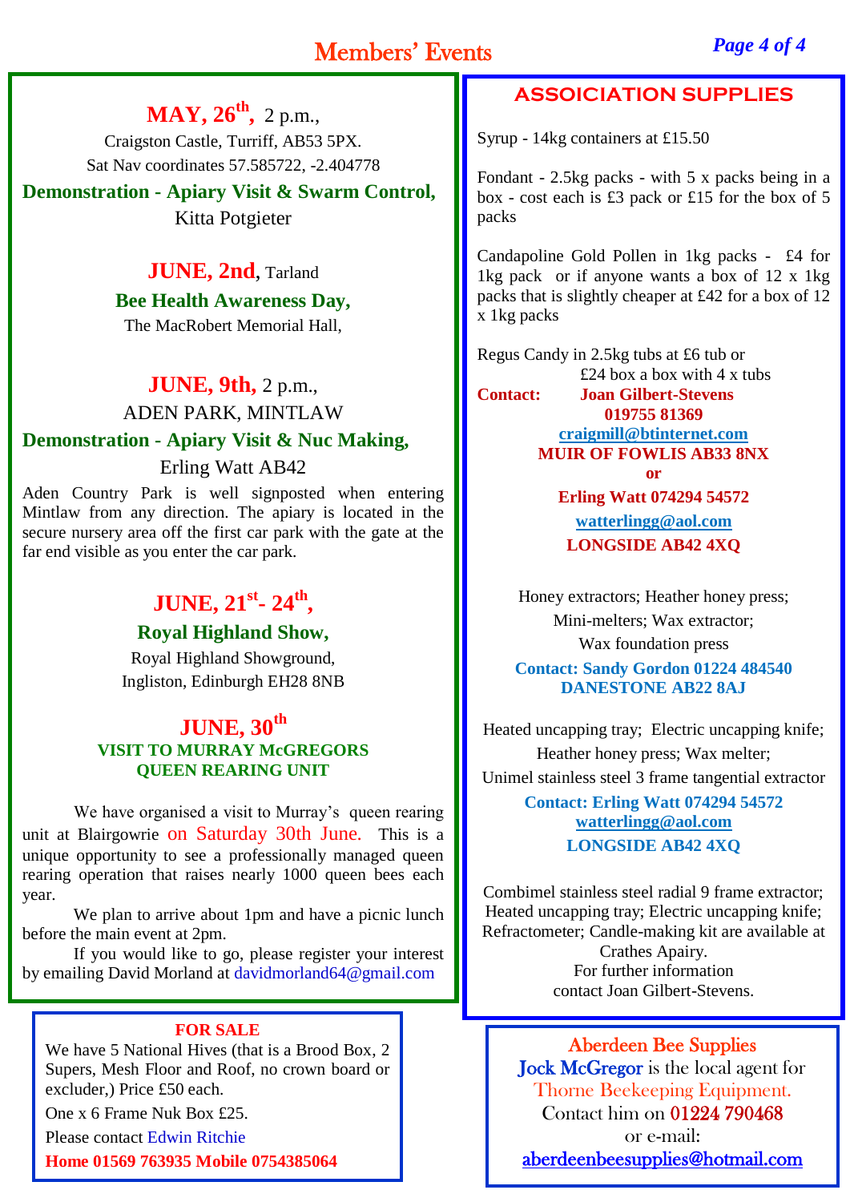# Members' Events

**MAY, 26th, 2 p.m.,**

Craigston Castle, Turriff, AB53 5PX.
Sat Nav coordinates 57.585722, -2.404778

**Demonstration - Apiary Visit & Swarm Control,**
Kitta Potgieter

**JUNE, 2nd,** Tarland

**Bee Health Awareness Day,**
The MacRobert Memorial Hall,

**JUNE, 9th,** 2 p.m.,

ADEN PARK, MINTLAW

**Demonstration - Apiary Visit & Nuc Making,**
Erling Watt AB42

Aden Country Park is well signposted when entering Mintlaw from any direction. The apiary is located in the secure nursery area off the first car park with the gate at the far end visible as you enter the car park.

**JUNE, 21st- 24th,**

**Royal Highland Show,**
Royal Highland Showground,
Ingliston, Edinburgh EH28 8NB

**JUNE, 30th**

**VISIT TO MURRAY McGREGORS QUEEN REARING UNIT**

We have organised a visit to Murray's queen rearing unit at Blairgowrie on Saturday 30th June. This is a unique opportunity to see a professionally managed queen rearing operation that raises nearly 1000 queen bees each year.

We plan to arrive about 1pm and have a picnic lunch before the main event at 2pm.

If you would like to go, please register your interest by emailing David Morland at davidmorland64@gmail.com

**FOR SALE**

We have 5 National Hives (that is a Brood Box, 2 Supers, Mesh Floor and Roof, no crown board or excluder,) Price £50 each.

One x 6 Frame Nuk Box £25.

Please contact Edwin Ritchie

**Home 01569 763935 Mobile 0754385064**

## ASSOICIATION SUPPLIES

Syrup - 14kg containers at £15.50

Fondant - 2.5kg packs - with 5 x packs being in a box - cost each is £3 pack or £15 for the box of 5 packs

Candapoline Gold Pollen in 1kg packs - £4 for 1kg pack or if anyone wants a box of 12 x 1kg packs that is slightly cheaper at £42 for a box of 12 x 1kg packs

Regus Candy in 2.5kg tubs at £6 tub or £24 box a box with 4 x tubs

**Contact: Joan Gilbert-Stevens**
**019755 81369**
**craigmill@btinternet.com**
**MUIR OF FOWLIS AB33 8NX**
**or**
**Erling Watt 074294 54572**
**watterlingg@aol.com**
**LONGSIDE AB42 4XQ**

Honey extractors; Heather honey press;
Mini-melters; Wax extractor;
Wax foundation press

**Contact: Sandy Gordon 01224 484540**
**DANESTONE AB22 8AJ**

Heated uncapping tray; Electric uncapping knife;
Heather honey press; Wax melter;
Unimel stainless steel 3 frame tangential extractor

**Contact: Erling Watt 074294 54572**
**watterlingg@aol.com**
**LONGSIDE AB42 4XQ**

Combimel stainless steel radial 9 frame extractor; Heated uncapping tray; Electric uncapping knife; Refractometer; Candle-making kit are available at Crathes Apairy.
For further information
contact Joan Gilbert-Stevens.

**Aberdeen Bee Supplies**

Jock McGregor is the local agent for Thorne Beekeeping Equipment.
Contact him on 01224 790468
or e-mail:
aberdeenbeesupplies@hotmail.com